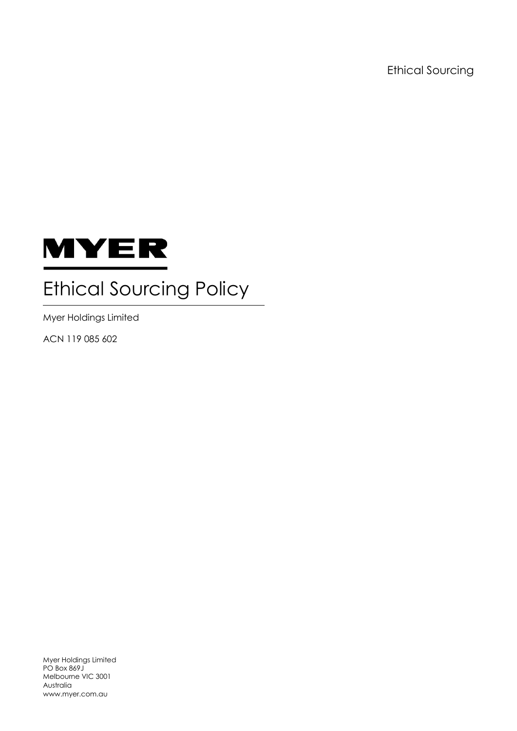Ethical Sourcing

MYER

# Ethical Sourcing Policy

Myer Holdings Limited

ACN 119 085 602

Myer Holdings Limited
PO Box 869J
Melbourne VIC 3001
Australia
www.myer.com.au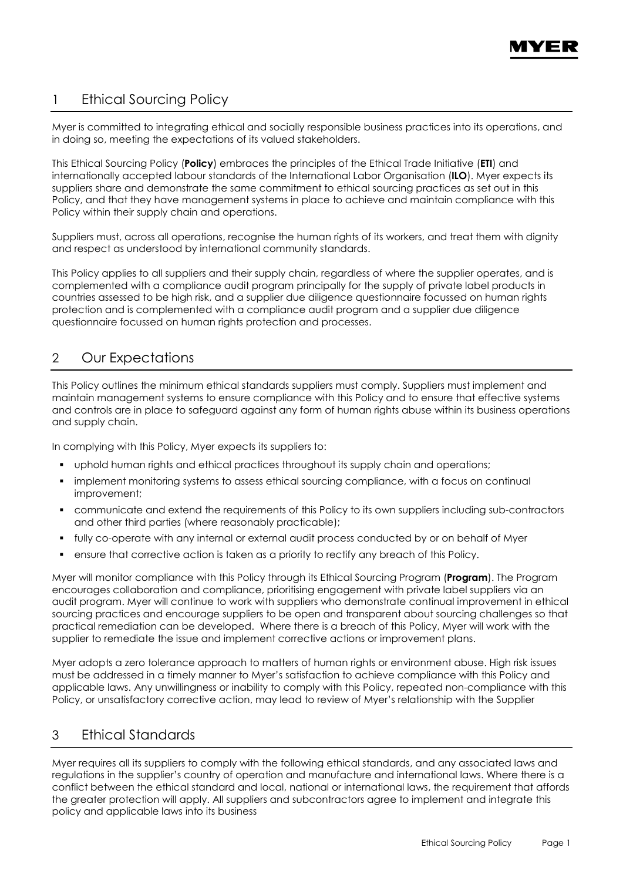## 1 Ethical Sourcing Policy

Myer is committed to integrating ethical and socially responsible business practices into its operations, and in doing so, meeting the expectations of its valued stakeholders.

This Ethical Sourcing Policy (**Policy**) embraces the principles of the Ethical Trade Initiative (**ETI**) and internationally accepted labour standards of the International Labor Organisation (**ILO**). Myer expects its suppliers share and demonstrate the same commitment to ethical sourcing practices as set out in this Policy, and that they have management systems in place to achieve and maintain compliance with this Policy within their supply chain and operations.

Suppliers must, across all operations, recognise the human rights of its workers, and treat them with dignity and respect as understood by international community standards.

This Policy applies to all suppliers and their supply chain, regardless of where the supplier operates, and is complemented with a compliance audit program principally for the supply of private label products in countries assessed to be high risk, and a supplier due diligence questionnaire focussed on human rights protection and is complemented with a compliance audit program and a supplier due diligence questionnaire focussed on human rights protection and processes.

## 2 Our Expectations

This Policy outlines the minimum ethical standards suppliers must comply. Suppliers must implement and maintain management systems to ensure compliance with this Policy and to ensure that effective systems and controls are in place to safeguard against any form of human rights abuse within its business operations and supply chain.

In complying with this Policy, Myer expects its suppliers to:

- uphold human rights and ethical practices throughout its supply chain and operations;
- implement monitoring systems to assess ethical sourcing compliance, with a focus on continual improvement;
- communicate and extend the requirements of this Policy to its own suppliers including sub-contractors and other third parties (where reasonably practicable);
- fully co-operate with any internal or external audit process conducted by or on behalf of Myer
- ensure that corrective action is taken as a priority to rectify any breach of this Policy.

Myer will monitor compliance with this Policy through its Ethical Sourcing Program (**Program**). The Program encourages collaboration and compliance, prioritising engagement with private label suppliers via an audit program. Myer will continue to work with suppliers who demonstrate continual improvement in ethical sourcing practices and encourage suppliers to be open and transparent about sourcing challenges so that practical remediation can be developed. Where there is a breach of this Policy, Myer will work with the supplier to remediate the issue and implement corrective actions or improvement plans.

Myer adopts a zero tolerance approach to matters of human rights or environment abuse. High risk issues must be addressed in a timely manner to Myer's satisfaction to achieve compliance with this Policy and applicable laws. Any unwillingness or inability to comply with this Policy, repeated non-compliance with this Policy, or unsatisfactory corrective action, may lead to review of Myer's relationship with the Supplier

## 3 Ethical Standards

Myer requires all its suppliers to comply with the following ethical standards, and any associated laws and regulations in the supplier's country of operation and manufacture and international laws. Where there is a conflict between the ethical standard and local, national or international laws, the requirement that affords the greater protection will apply. All suppliers and subcontractors agree to implement and integrate this policy and applicable laws into its business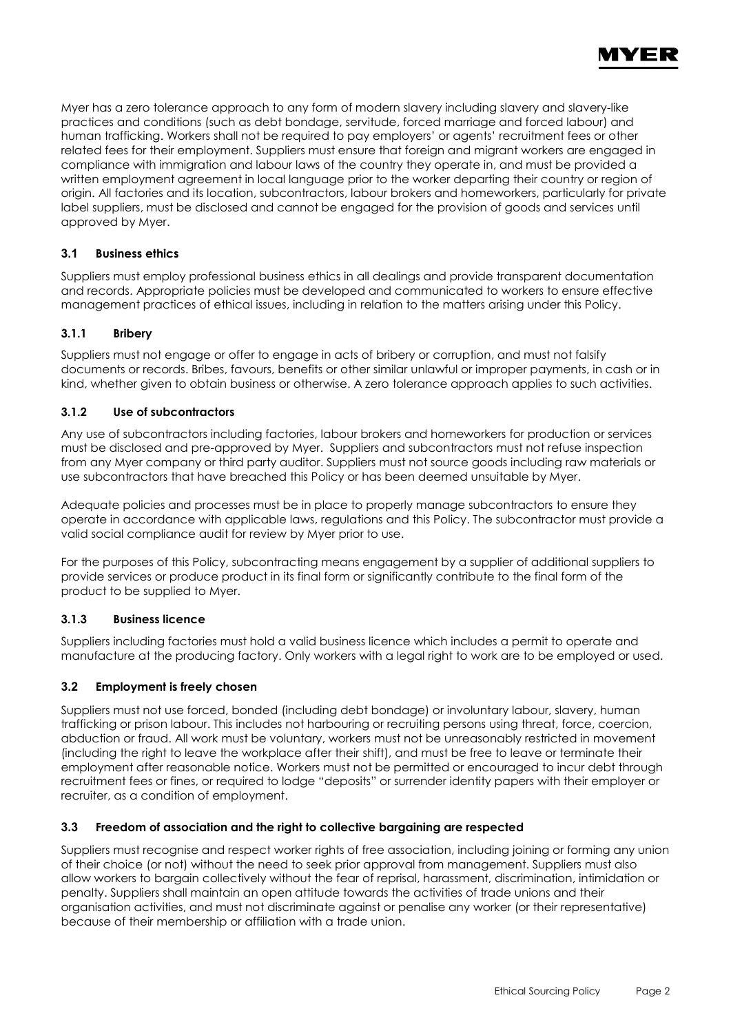Myer has a zero tolerance approach to any form of modern slavery including slavery and slavery-like practices and conditions (such as debt bondage, servitude, forced marriage and forced labour) and human trafficking. Workers shall not be required to pay employers' or agents' recruitment fees or other related fees for their employment. Suppliers must ensure that foreign and migrant workers are engaged in compliance with immigration and labour laws of the country they operate in, and must be provided a written employment agreement in local language prior to the worker departing their country or region of origin. All factories and its location, subcontractors, labour brokers and homeworkers, particularly for private label suppliers, must be disclosed and cannot be engaged for the provision of goods and services until approved by Myer.

### 3.1 Business ethics

Suppliers must employ professional business ethics in all dealings and provide transparent documentation and records. Appropriate policies must be developed and communicated to workers to ensure effective management practices of ethical issues, including in relation to the matters arising under this Policy.

#### 3.1.1 Bribery

Suppliers must not engage or offer to engage in acts of bribery or corruption, and must not falsify documents or records. Bribes, favours, benefits or other similar unlawful or improper payments, in cash or in kind, whether given to obtain business or otherwise. A zero tolerance approach applies to such activities.

#### 3.1.2 Use of subcontractors

Any use of subcontractors including factories, labour brokers and homeworkers for production or services must be disclosed and pre-approved by Myer. Suppliers and subcontractors must not refuse inspection from any Myer company or third party auditor. Suppliers must not source goods including raw materials or use subcontractors that have breached this Policy or has been deemed unsuitable by Myer.

Adequate policies and processes must be in place to properly manage subcontractors to ensure they operate in accordance with applicable laws, regulations and this Policy. The subcontractor must provide a valid social compliance audit for review by Myer prior to use.

For the purposes of this Policy, subcontracting means engagement by a supplier of additional suppliers to provide services or produce product in its final form or significantly contribute to the final form of the product to be supplied to Myer.

#### 3.1.3 Business licence

Suppliers including factories must hold a valid business licence which includes a permit to operate and manufacture at the producing factory. Only workers with a legal right to work are to be employed or used.

### 3.2 Employment is freely chosen

Suppliers must not use forced, bonded (including debt bondage) or involuntary labour, slavery, human trafficking or prison labour. This includes not harbouring or recruiting persons using threat, force, coercion, abduction or fraud. All work must be voluntary, workers must not be unreasonably restricted in movement (including the right to leave the workplace after their shift), and must be free to leave or terminate their employment after reasonable notice. Workers must not be permitted or encouraged to incur debt through recruitment fees or fines, or required to lodge "deposits" or surrender identity papers with their employer or recruiter, as a condition of employment.

### 3.3 Freedom of association and the right to collective bargaining are respected

Suppliers must recognise and respect worker rights of free association, including joining or forming any union of their choice (or not) without the need to seek prior approval from management. Suppliers must also allow workers to bargain collectively without the fear of reprisal, harassment, discrimination, intimidation or penalty. Suppliers shall maintain an open attitude towards the activities of trade unions and their organisation activities, and must not discriminate against or penalise any worker (or their representative) because of their membership or affiliation with a trade union.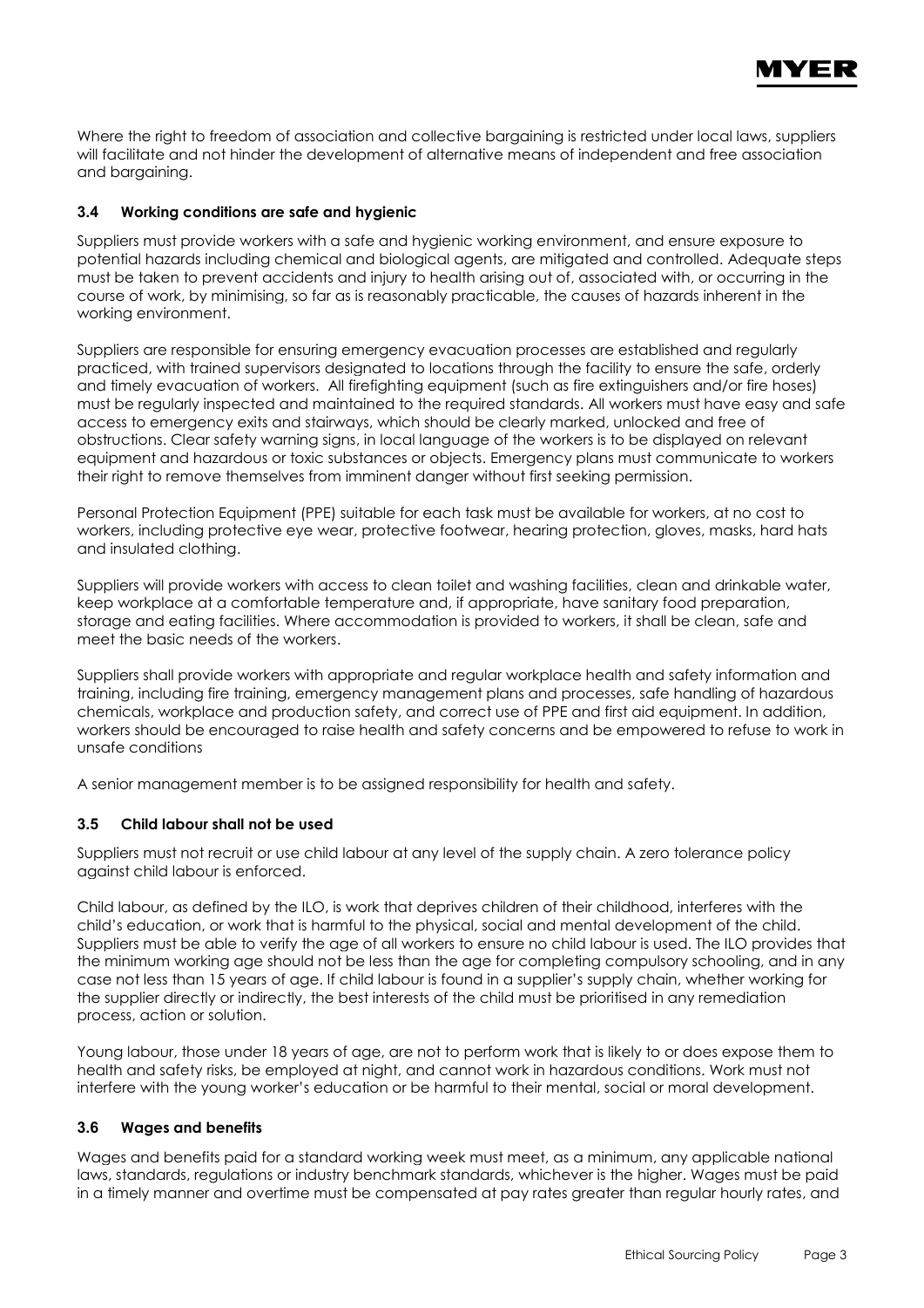Where the right to freedom of association and collective bargaining is restricted under local laws, suppliers will facilitate and not hinder the development of alternative means of independent and free association and bargaining.

### 3.4 Working conditions are safe and hygienic

Suppliers must provide workers with a safe and hygienic working environment, and ensure exposure to potential hazards including chemical and biological agents, are mitigated and controlled. Adequate steps must be taken to prevent accidents and injury to health arising out of, associated with, or occurring in the course of work, by minimising, so far as is reasonably practicable, the causes of hazards inherent in the working environment.

Suppliers are responsible for ensuring emergency evacuation processes are established and regularly practiced, with trained supervisors designated to locations through the facility to ensure the safe, orderly and timely evacuation of workers. All firefighting equipment (such as fire extinguishers and/or fire hoses) must be regularly inspected and maintained to the required standards. All workers must have easy and safe access to emergency exits and stairways, which should be clearly marked, unlocked and free of obstructions. Clear safety warning signs, in local language of the workers is to be displayed on relevant equipment and hazardous or toxic substances or objects. Emergency plans must communicate to workers their right to remove themselves from imminent danger without first seeking permission.

Personal Protection Equipment (PPE) suitable for each task must be available for workers, at no cost to workers, including protective eye wear, protective footwear, hearing protection, gloves, masks, hard hats and insulated clothing.

Suppliers will provide workers with access to clean toilet and washing facilities, clean and drinkable water, keep workplace at a comfortable temperature and, if appropriate, have sanitary food preparation, storage and eating facilities. Where accommodation is provided to workers, it shall be clean, safe and meet the basic needs of the workers.

Suppliers shall provide workers with appropriate and regular workplace health and safety information and training, including fire training, emergency management plans and processes, safe handling of hazardous chemicals, workplace and production safety, and correct use of PPE and first aid equipment. In addition, workers should be encouraged to raise health and safety concerns and be empowered to refuse to work in unsafe conditions

A senior management member is to be assigned responsibility for health and safety.

### 3.5 Child labour shall not be used

Suppliers must not recruit or use child labour at any level of the supply chain. A zero tolerance policy against child labour is enforced.

Child labour, as defined by the ILO, is work that deprives children of their childhood, interferes with the child's education, or work that is harmful to the physical, social and mental development of the child. Suppliers must be able to verify the age of all workers to ensure no child labour is used. The ILO provides that the minimum working age should not be less than the age for completing compulsory schooling, and in any case not less than 15 years of age. If child labour is found in a supplier's supply chain, whether working for the supplier directly or indirectly, the best interests of the child must be prioritised in any remediation process, action or solution.

Young labour, those under 18 years of age, are not to perform work that is likely to or does expose them to health and safety risks, be employed at night, and cannot work in hazardous conditions. Work must not interfere with the young worker's education or be harmful to their mental, social or moral development.

### 3.6 Wages and benefits

Wages and benefits paid for a standard working week must meet, as a minimum, any applicable national laws, standards, regulations or industry benchmark standards, whichever is the higher. Wages must be paid in a timely manner and overtime must be compensated at pay rates greater than regular hourly rates, and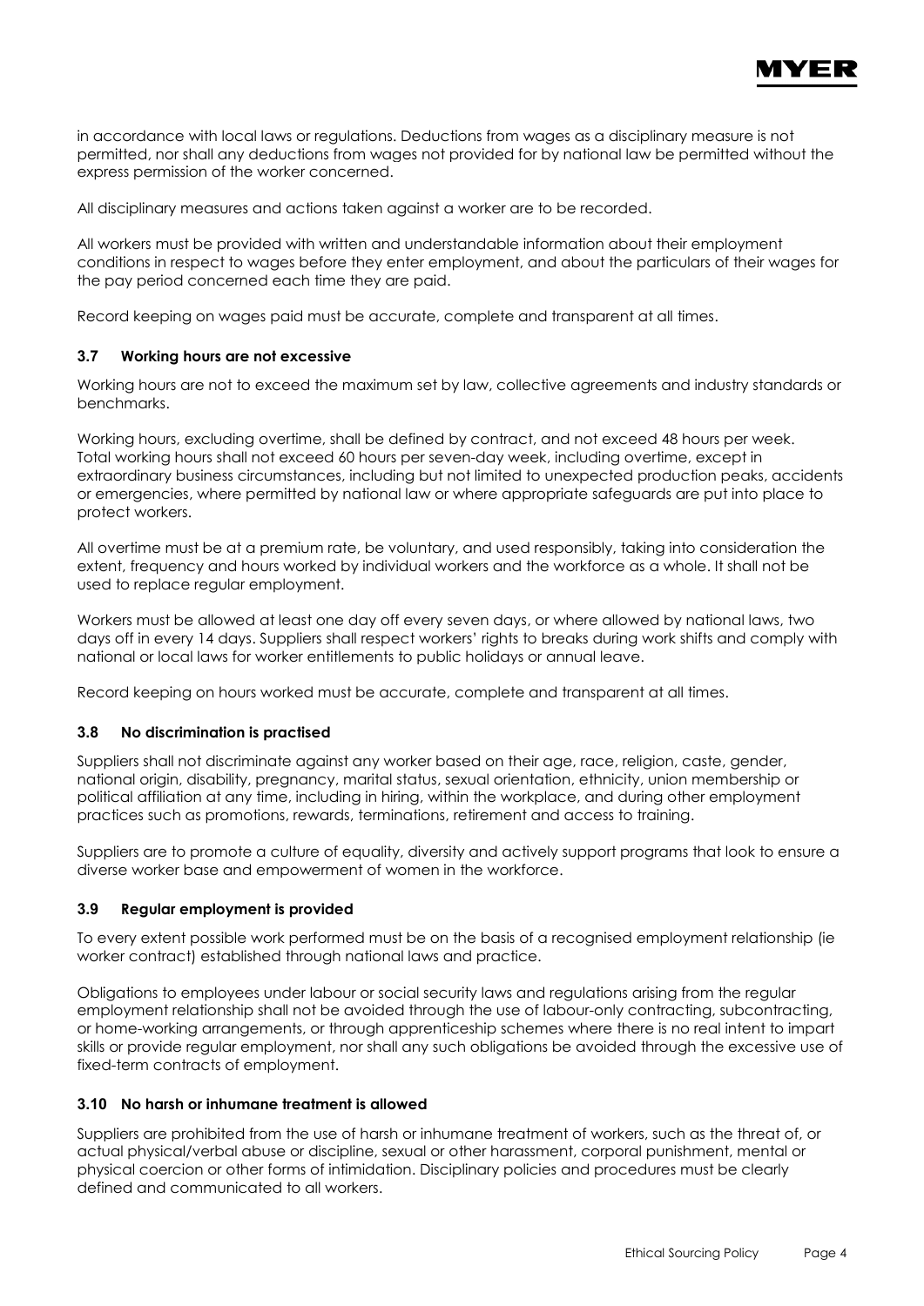in accordance with local laws or regulations. Deductions from wages as a disciplinary measure is not permitted, nor shall any deductions from wages not provided for by national law be permitted without the express permission of the worker concerned.

All disciplinary measures and actions taken against a worker are to be recorded.

All workers must be provided with written and understandable information about their employment conditions in respect to wages before they enter employment, and about the particulars of their wages for the pay period concerned each time they are paid.

Record keeping on wages paid must be accurate, complete and transparent at all times.

### 3.7 Working hours are not excessive

Working hours are not to exceed the maximum set by law, collective agreements and industry standards or benchmarks.

Working hours, excluding overtime, shall be defined by contract, and not exceed 48 hours per week. Total working hours shall not exceed 60 hours per seven-day week, including overtime, except in extraordinary business circumstances, including but not limited to unexpected production peaks, accidents or emergencies, where permitted by national law or where appropriate safeguards are put into place to protect workers.

All overtime must be at a premium rate, be voluntary, and used responsibly, taking into consideration the extent, frequency and hours worked by individual workers and the workforce as a whole. It shall not be used to replace regular employment.

Workers must be allowed at least one day off every seven days, or where allowed by national laws, two days off in every 14 days. Suppliers shall respect workers' rights to breaks during work shifts and comply with national or local laws for worker entitlements to public holidays or annual leave.

Record keeping on hours worked must be accurate, complete and transparent at all times.

### 3.8 No discrimination is practised

Suppliers shall not discriminate against any worker based on their age, race, religion, caste, gender, national origin, disability, pregnancy, marital status, sexual orientation, ethnicity, union membership or political affiliation at any time, including in hiring, within the workplace, and during other employment practices such as promotions, rewards, terminations, retirement and access to training.

Suppliers are to promote a culture of equality, diversity and actively support programs that look to ensure a diverse worker base and empowerment of women in the workforce.

### 3.9 Regular employment is provided

To every extent possible work performed must be on the basis of a recognised employment relationship (ie worker contract) established through national laws and practice.

Obligations to employees under labour or social security laws and regulations arising from the regular employment relationship shall not be avoided through the use of labour-only contracting, subcontracting, or home-working arrangements, or through apprenticeship schemes where there is no real intent to impart skills or provide regular employment, nor shall any such obligations be avoided through the excessive use of fixed-term contracts of employment.

### 3.10 No harsh or inhumane treatment is allowed

Suppliers are prohibited from the use of harsh or inhumane treatment of workers, such as the threat of, or actual physical/verbal abuse or discipline, sexual or other harassment, corporal punishment, mental or physical coercion or other forms of intimidation. Disciplinary policies and procedures must be clearly defined and communicated to all workers.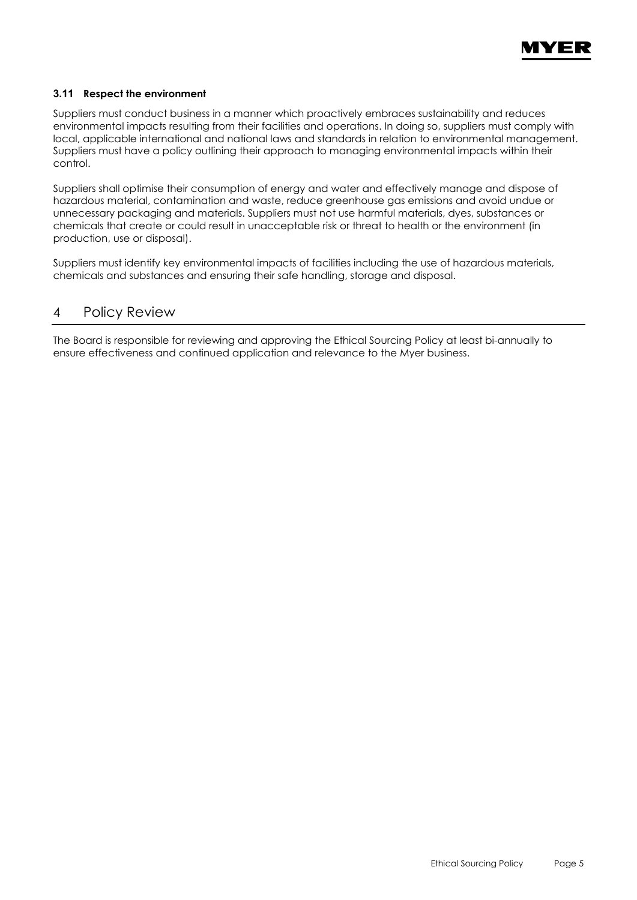### 3.11 Respect the environment

Suppliers must conduct business in a manner which proactively embraces sustainability and reduces environmental impacts resulting from their facilities and operations. In doing so, suppliers must comply with local, applicable international and national laws and standards in relation to environmental management. Suppliers must have a policy outlining their approach to managing environmental impacts within their control.

Suppliers shall optimise their consumption of energy and water and effectively manage and dispose of hazardous material, contamination and waste, reduce greenhouse gas emissions and avoid undue or unnecessary packaging and materials. Suppliers must not use harmful materials, dyes, substances or chemicals that create or could result in unacceptable risk or threat to health or the environment (in production, use or disposal).

Suppliers must identify key environmental impacts of facilities including the use of hazardous materials, chemicals and substances and ensuring their safe handling, storage and disposal.

## 4 Policy Review

The Board is responsible for reviewing and approving the Ethical Sourcing Policy at least bi-annually to ensure effectiveness and continued application and relevance to the Myer business.